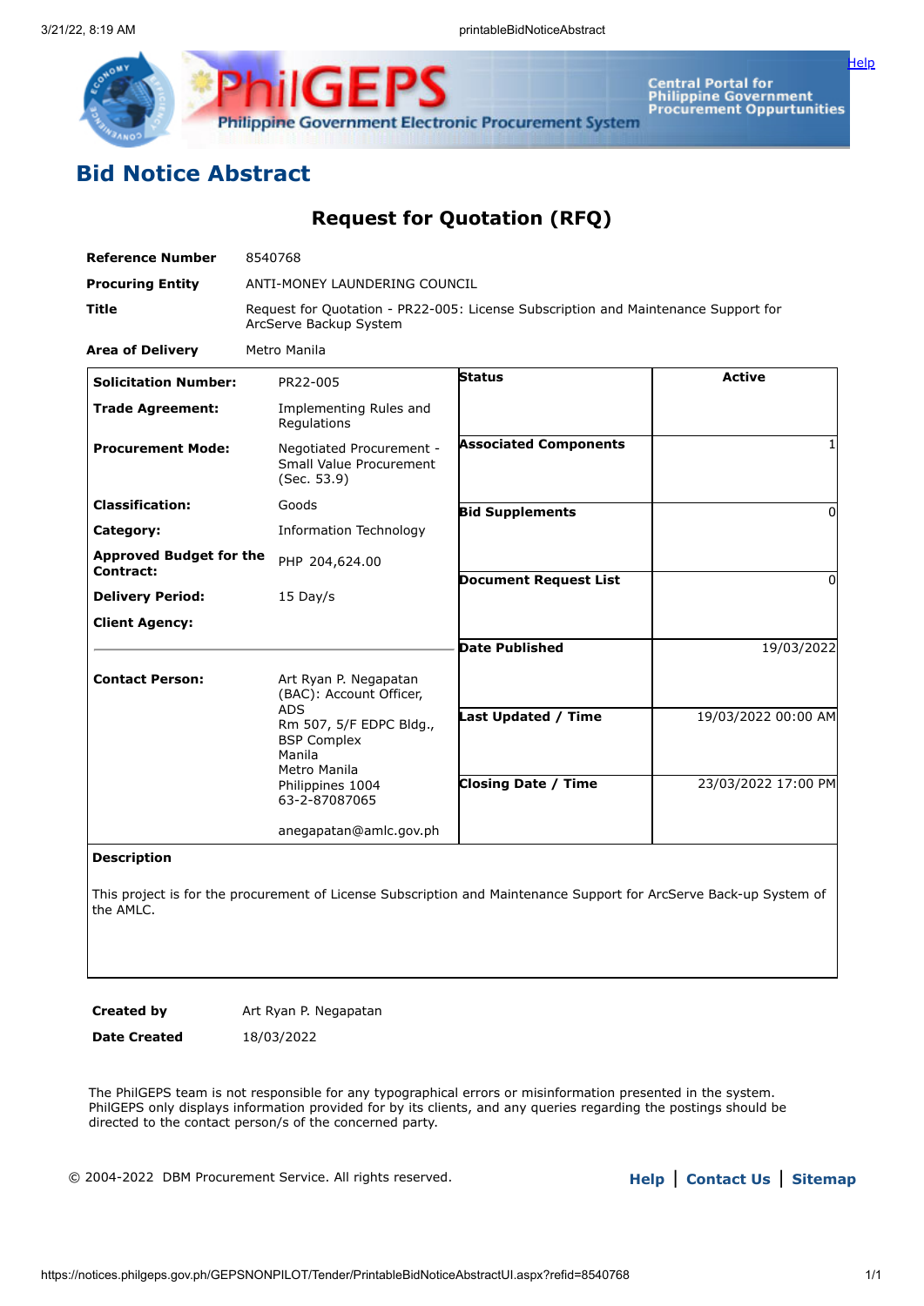# Bid Notice Abstract

## Request for Quotation (RFQ)

| | |
|---|---|
| **Reference Number** | 8540768 |
| **Procuring Entity** | ANTI-MONEY LAUNDERING COUNCIL |
| **Title** | Request for Quotation - PR22-005: License Subscription and Maintenance Support for ArcServe Backup System |
| **Area of Delivery** | Metro Manila |

| | | | |
|---|---|---|---|
| **Solicitation Number:** | PR22-005 | **Status** | Active |
| **Trade Agreement:** | Implementing Rules and Regulations | | |
| **Procurement Mode:** | Negotiated Procurement - Small Value Procurement (Sec. 53.9) | **Associated Components** | 1 |
| **Classification:** | Goods | **Bid Supplements** | 0 |
| **Category:** | Information Technology | | |
| **Approved Budget for the Contract:** | PHP 204,624.00 | **Document Request List** | 0 |
| **Delivery Period:** | 15 Day/s | | |
| **Client Agency:** | | **Date Published** | 19/03/2022 |
| **Contact Person:** | Art Ryan P. Negapatan (BAC): Account Officer, ADS Rm 507, 5/F EDPC Bldg., BSP Complex Manila Metro Manila Philippines 1004 63-2-87087065 anegapatan@amlc.gov.ph | **Last Updated / Time** | 19/03/2022 00:00 AM |
| | | **Closing Date / Time** | 23/03/2022 17:00 PM |

**Description**

This project is for the procurement of License Subscription and Maintenance Support for ArcServe Back-up System of the AMLC.

| | |
|---|---|
| **Created by** | Art Ryan P. Negapatan |
| **Date Created** | 18/03/2022 |

The PhilGEPS team is not responsible for any typographical errors or misinformation presented in the system. PhilGEPS only displays information provided for by its clients, and any queries regarding the postings should be directed to the contact person/s of the concerned party.

© 2004-2022 DBM Procurement Service. All rights reserved.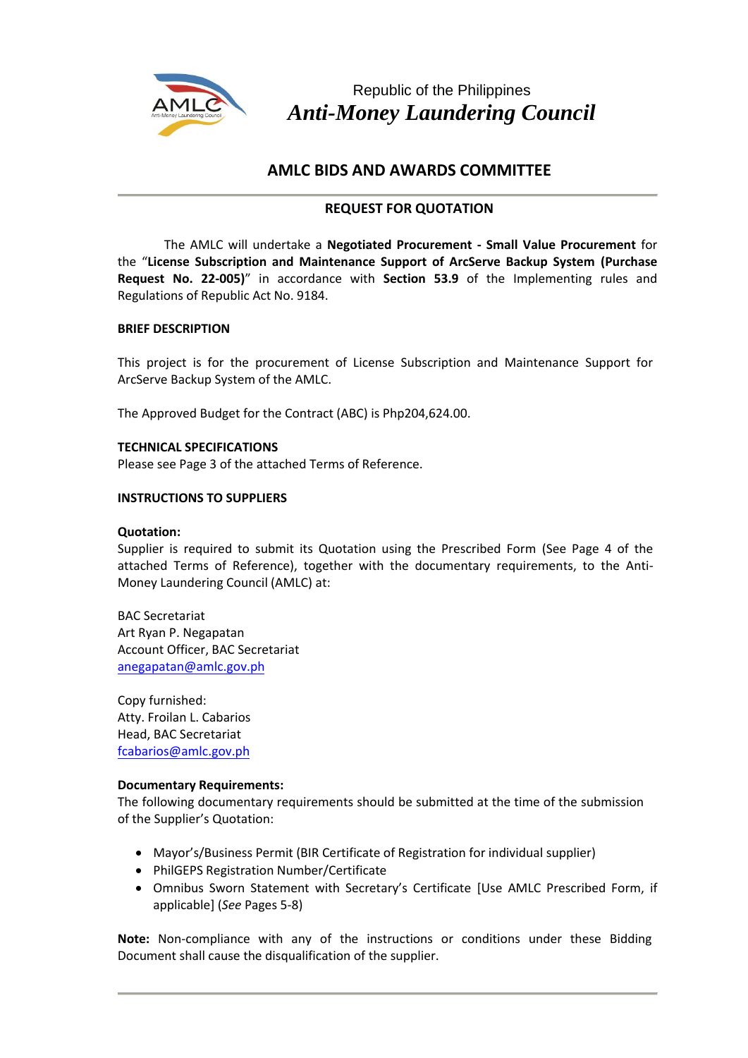Republic of the Philippines

***Anti-Money Laundering Council***

## AMLC BIDS AND AWARDS COMMITTEE

### REQUEST FOR QUOTATION

The AMLC will undertake a **Negotiated Procurement - Small Value Procurement** for the "**License Subscription and Maintenance Support of ArcServe Backup System (Purchase Request No. 22-005)**" in accordance with **Section 53.9** of the Implementing rules and Regulations of Republic Act No. 9184.

**BRIEF DESCRIPTION**

This project is for the procurement of License Subscription and Maintenance Support for ArcServe Backup System of the AMLC.

The Approved Budget for the Contract (ABC) is Php204,624.00.

**TECHNICAL SPECIFICATIONS**

Please see Page 3 of the attached Terms of Reference.

**INSTRUCTIONS TO SUPPLIERS**

**Quotation:**

Supplier is required to submit its Quotation using the Prescribed Form (See Page 4 of the attached Terms of Reference), together with the documentary requirements, to the Anti-Money Laundering Council (AMLC) at:

BAC Secretariat
Art Ryan P. Negapatan
Account Officer, BAC Secretariat
anegapatan@amlc.gov.ph

Copy furnished:
Atty. Froilan L. Cabarios
Head, BAC Secretariat
fcabarios@amlc.gov.ph

**Documentary Requirements:**

The following documentary requirements should be submitted at the time of the submission of the Supplier's Quotation:

- Mayor's/Business Permit (BIR Certificate of Registration for individual supplier)
- PhilGEPS Registration Number/Certificate
- Omnibus Sworn Statement with Secretary's Certificate [Use AMLC Prescribed Form, if applicable] (*See* Pages 5-8)

**Note:** Non-compliance with any of the instructions or conditions under these Bidding Document shall cause the disqualification of the supplier.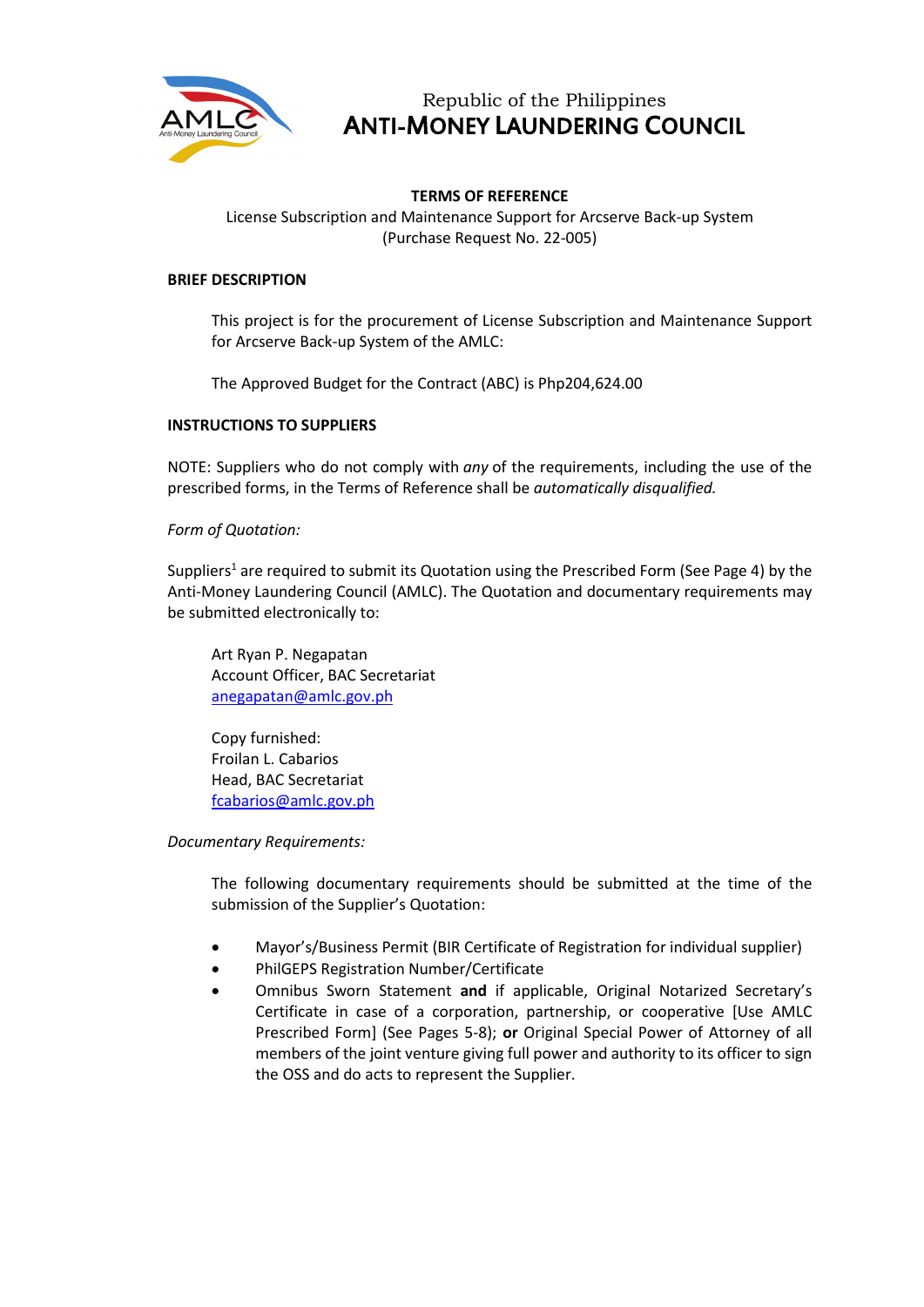Republic of the Philippines

# ANTI-MONEY LAUNDERING COUNCIL

**TERMS OF REFERENCE**

License Subscription and Maintenance Support for Arcserve Back-up System
(Purchase Request No. 22-005)

**BRIEF DESCRIPTION**

This project is for the procurement of License Subscription and Maintenance Support for Arcserve Back-up System of the AMLC:

The Approved Budget for the Contract (ABC) is Php204,624.00

**INSTRUCTIONS TO SUPPLIERS**

NOTE: Suppliers who do not comply with *any* of the requirements, including the use of the prescribed forms, in the Terms of Reference shall be *automatically disqualified.*

*Form of Quotation:*

Suppliers[1] are required to submit its Quotation using the Prescribed Form (See Page 4) by the Anti-Money Laundering Council (AMLC). The Quotation and documentary requirements may be submitted electronically to:

Art Ryan P. Negapatan
Account Officer, BAC Secretariat
anegapatan@amlc.gov.ph

Copy furnished:
Froilan L. Cabarios
Head, BAC Secretariat
fcabarios@amlc.gov.ph

*Documentary Requirements:*

The following documentary requirements should be submitted at the time of the submission of the Supplier's Quotation:

- Mayor's/Business Permit (BIR Certificate of Registration for individual supplier)
- PhilGEPS Registration Number/Certificate
- Omnibus Sworn Statement **and** if applicable, Original Notarized Secretary's Certificate in case of a corporation, partnership, or cooperative [Use AMLC Prescribed Form] (See Pages 5-8); **or** Original Special Power of Attorney of all members of the joint venture giving full power and authority to its officer to sign the OSS and do acts to represent the Supplier.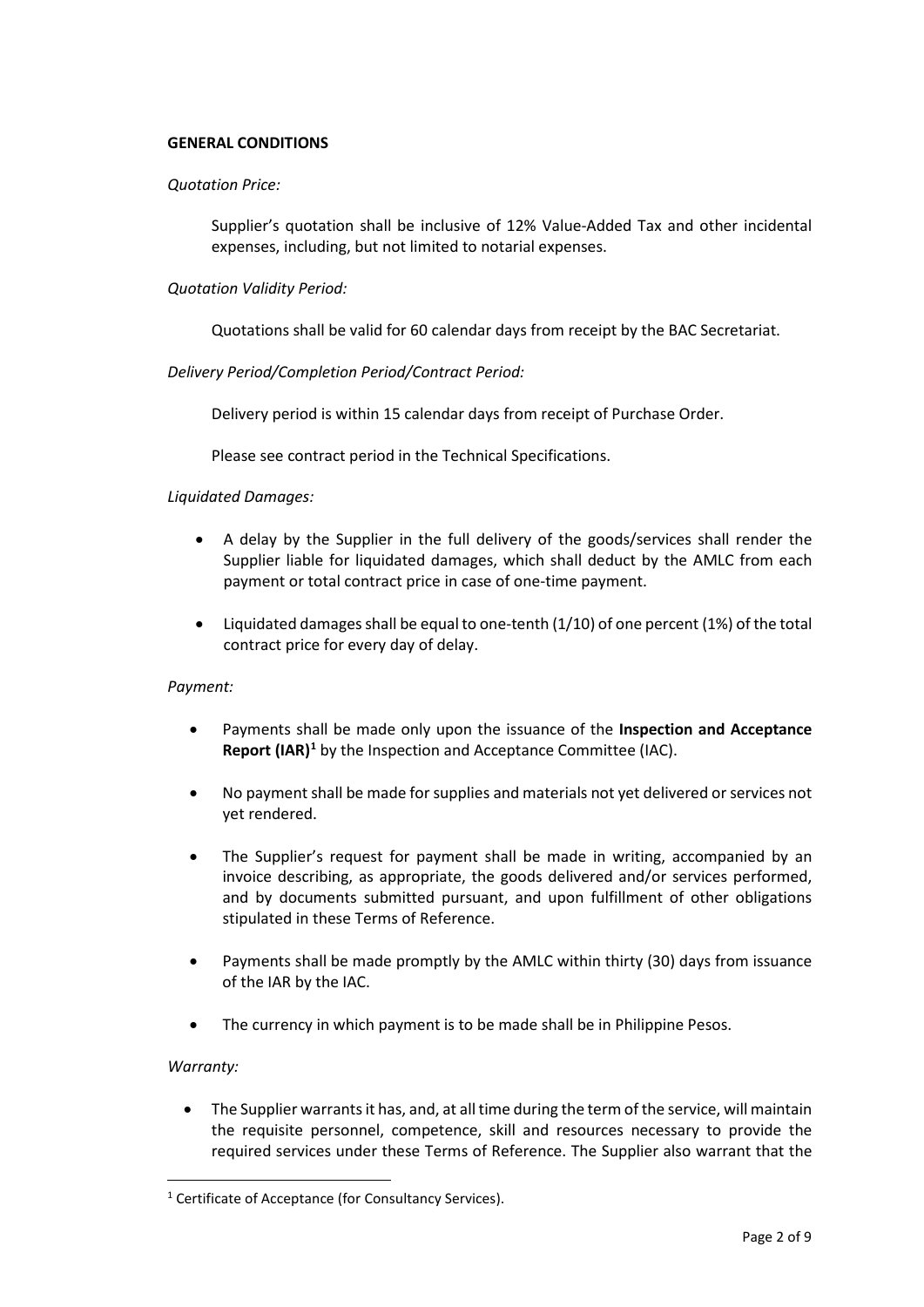**GENERAL CONDITIONS**

*Quotation Price:*

Supplier's quotation shall be inclusive of 12% Value-Added Tax and other incidental expenses, including, but not limited to notarial expenses.

*Quotation Validity Period:*

Quotations shall be valid for 60 calendar days from receipt by the BAC Secretariat.

*Delivery Period/Completion Period/Contract Period:*

Delivery period is within 15 calendar days from receipt of Purchase Order.

Please see contract period in the Technical Specifications.

*Liquidated Damages:*

- A delay by the Supplier in the full delivery of the goods/services shall render the Supplier liable for liquidated damages, which shall deduct by the AMLC from each payment or total contract price in case of one-time payment.
- Liquidated damages shall be equal to one-tenth (1/10) of one percent (1%) of the total contract price for every day of delay.

*Payment:*

- Payments shall be made only upon the issuance of the **Inspection and Acceptance Report (IAR)**[1] by the Inspection and Acceptance Committee (IAC).
- No payment shall be made for supplies and materials not yet delivered or services not yet rendered.
- The Supplier's request for payment shall be made in writing, accompanied by an invoice describing, as appropriate, the goods delivered and/or services performed, and by documents submitted pursuant, and upon fulfillment of other obligations stipulated in these Terms of Reference.
- Payments shall be made promptly by the AMLC within thirty (30) days from issuance of the IAR by the IAC.
- The currency in which payment is to be made shall be in Philippine Pesos.

*Warranty:*

- The Supplier warrants it has, and, at all time during the term of the service, will maintain the requisite personnel, competence, skill and resources necessary to provide the required services under these Terms of Reference. The Supplier also warrant that the

[1] Certificate of Acceptance (for Consultancy Services).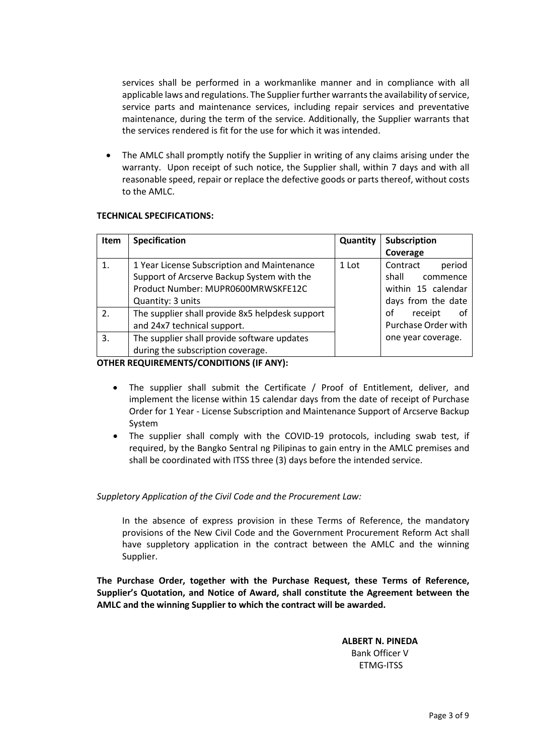services shall be performed in a workmanlike manner and in compliance with all applicable laws and regulations. The Supplier further warrants the availability of service, service parts and maintenance services, including repair services and preventative maintenance, during the term of the service. Additionally, the Supplier warrants that the services rendered is fit for the use for which it was intended.

- The AMLC shall promptly notify the Supplier in writing of any claims arising under the warranty. Upon receipt of such notice, the Supplier shall, within 7 days and with all reasonable speed, repair or replace the defective goods or parts thereof, without costs to the AMLC.

**TECHNICAL SPECIFICATIONS:**

| Item | Specification | Quantity | Subscription Coverage |
|---|---|---|---|
| 1. | 1 Year License Subscription and Maintenance Support of Arcserve Backup System with the Product Number: MUPR0600MRWSKFE12C<br>Quantity: 3 units | 1 Lot | Contract period shall commence within 15 calendar days from the date of receipt of Purchase Order with one year coverage. |
| 2. | The supplier shall provide 8x5 helpdesk support and 24x7 technical support. | | |
| 3. | The supplier shall provide software updates during the subscription coverage. | | |

**OTHER REQUIREMENTS/CONDITIONS (IF ANY):**

- The supplier shall submit the Certificate / Proof of Entitlement, deliver, and implement the license within 15 calendar days from the date of receipt of Purchase Order for 1 Year - License Subscription and Maintenance Support of Arcserve Backup System
- The supplier shall comply with the COVID-19 protocols, including swab test, if required, by the Bangko Sentral ng Pilipinas to gain entry in the AMLC premises and shall be coordinated with ITSS three (3) days before the intended service.

*Suppletory Application of the Civil Code and the Procurement Law:*

In the absence of express provision in these Terms of Reference, the mandatory provisions of the New Civil Code and the Government Procurement Reform Act shall have suppletory application in the contract between the AMLC and the winning Supplier.

**The Purchase Order, together with the Purchase Request, these Terms of Reference, Supplier's Quotation, and Notice of Award, shall constitute the Agreement between the AMLC and the winning Supplier to which the contract will be awarded.**

**ALBERT N. PINEDA**
Bank Officer V
ETMG-ITSS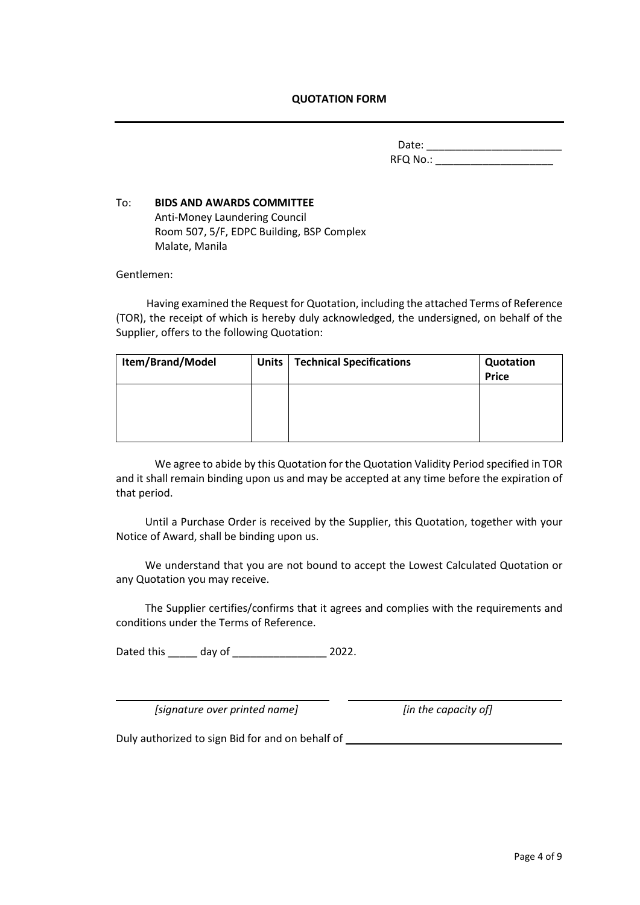**QUOTATION FORM**

---

Date: ______________________
RFQ No.: ___________________

To: **BIDS AND AWARDS COMMITTEE**
Anti-Money Laundering Council
Room 507, 5/F, EDPC Building, BSP Complex
Malate, Manila

Gentlemen:

Having examined the Request for Quotation, including the attached Terms of Reference (TOR), the receipt of which is hereby duly acknowledged, the undersigned, on behalf of the Supplier, offers to the following Quotation:

| Item/Brand/Model | Units | Technical Specifications | Quotation Price |
|---|---|---|---|
| | | | |

We agree to abide by this Quotation for the Quotation Validity Period specified in TOR and it shall remain binding upon us and may be accepted at any time before the expiration of that period.

Until a Purchase Order is received by the Supplier, this Quotation, together with your Notice of Award, shall be binding upon us.

We understand that you are not bound to accept the Lowest Calculated Quotation or any Quotation you may receive.

The Supplier certifies/confirms that it agrees and complies with the requirements and conditions under the Terms of Reference.

Dated this _____ day of ________________ 2022.

_________________________________ _________________________________
*[signature over printed name]* *[in the capacity of]*

Duly authorized to sign Bid for and on behalf of ________________________________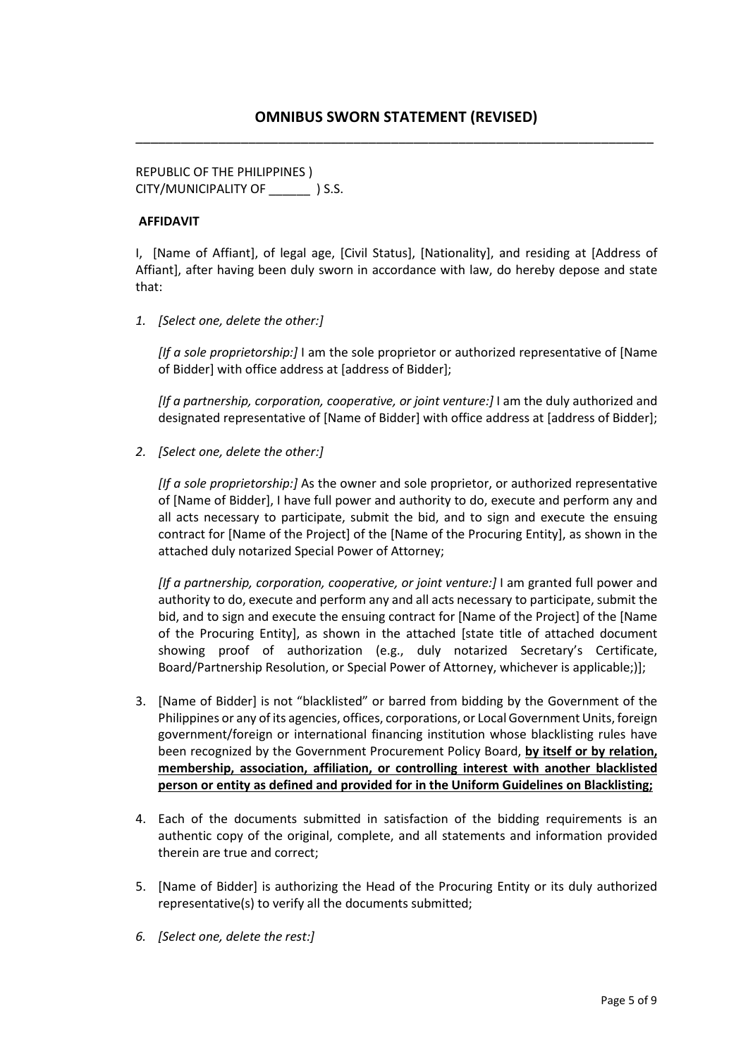## OMNIBUS SWORN STATEMENT (REVISED)

---

REPUBLIC OF THE PHILIPPINES )
CITY/MUNICIPALITY OF ______ ) S.S.

**AFFIDAVIT**

I, [Name of Affiant], of legal age, [Civil Status], [Nationality], and residing at [Address of Affiant], after having been duly sworn in accordance with law, do hereby depose and state that:

1. *[Select one, delete the other:]*

   *[If a sole proprietorship:]* I am the sole proprietor or authorized representative of [Name of Bidder] with office address at [address of Bidder];

   *[If a partnership, corporation, cooperative, or joint venture:]* I am the duly authorized and designated representative of [Name of Bidder] with office address at [address of Bidder];

2. *[Select one, delete the other:]*

   *[If a sole proprietorship:]* As the owner and sole proprietor, or authorized representative of [Name of Bidder], I have full power and authority to do, execute and perform any and all acts necessary to participate, submit the bid, and to sign and execute the ensuing contract for [Name of the Project] of the [Name of the Procuring Entity], as shown in the attached duly notarized Special Power of Attorney;

   *[If a partnership, corporation, cooperative, or joint venture:]* I am granted full power and authority to do, execute and perform any and all acts necessary to participate, submit the bid, and to sign and execute the ensuing contract for [Name of the Project] of the [Name of the Procuring Entity], as shown in the attached [state title of attached document showing proof of authorization (e.g., duly notarized Secretary's Certificate, Board/Partnership Resolution, or Special Power of Attorney, whichever is applicable;)];

3. [Name of Bidder] is not "blacklisted" or barred from bidding by the Government of the Philippines or any of its agencies, offices, corporations, or Local Government Units, foreign government/foreign or international financing institution whose blacklisting rules have been recognized by the Government Procurement Policy Board, <u>**by itself or by relation, membership, association, affiliation, or controlling interest with another blacklisted person or entity as defined and provided for in the Uniform Guidelines on Blacklisting;**</u>

4. Each of the documents submitted in satisfaction of the bidding requirements is an authentic copy of the original, complete, and all statements and information provided therein are true and correct;

5. [Name of Bidder] is authorizing the Head of the Procuring Entity or its duly authorized representative(s) to verify all the documents submitted;

6. *[Select one, delete the rest:]*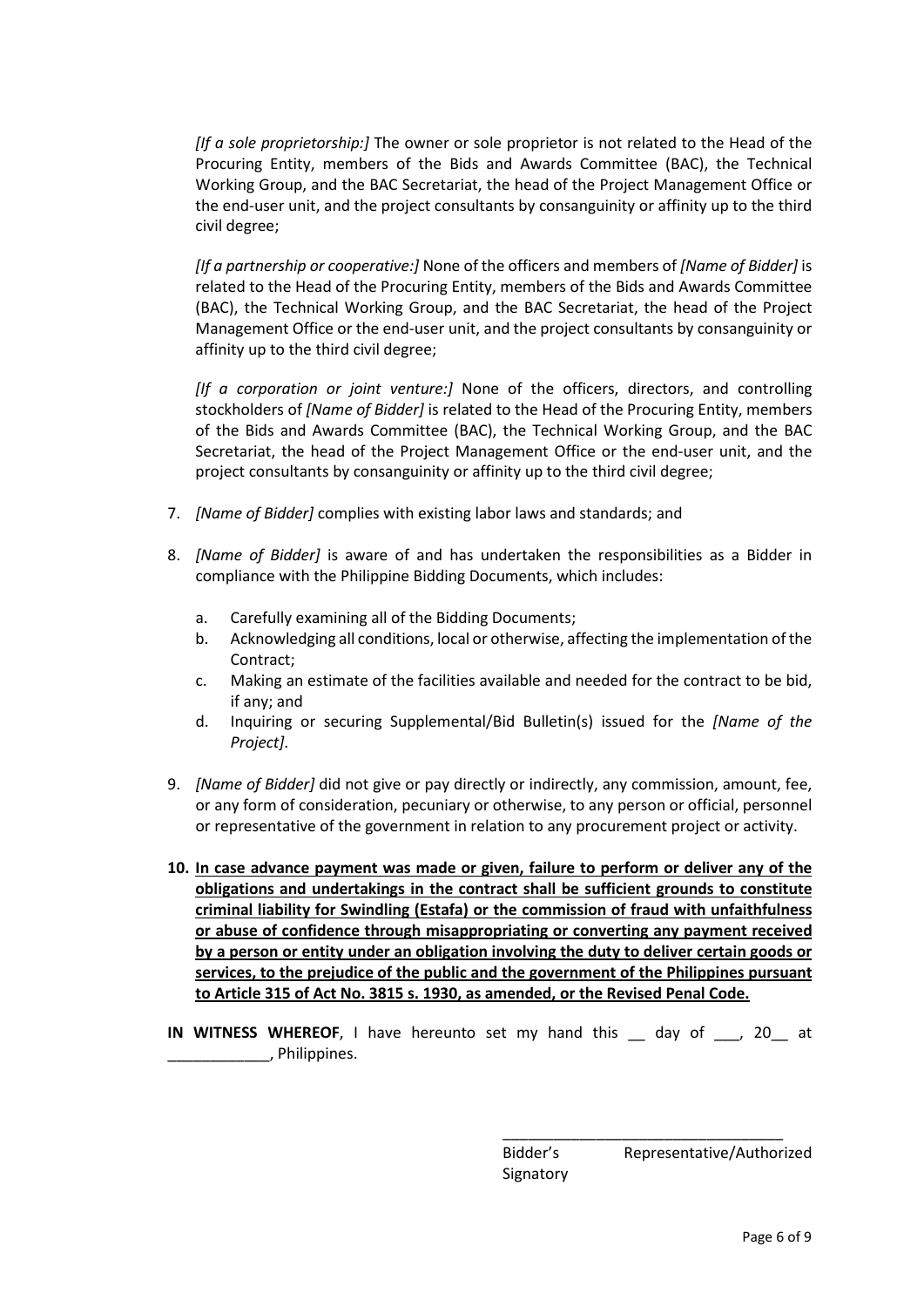*[If a sole proprietorship:]* The owner or sole proprietor is not related to the Head of the Procuring Entity, members of the Bids and Awards Committee (BAC), the Technical Working Group, and the BAC Secretariat, the head of the Project Management Office or the end-user unit, and the project consultants by consanguinity or affinity up to the third civil degree;

*[If a partnership or cooperative:]* None of the officers and members of *[Name of Bidder]* is related to the Head of the Procuring Entity, members of the Bids and Awards Committee (BAC), the Technical Working Group, and the BAC Secretariat, the head of the Project Management Office or the end-user unit, and the project consultants by consanguinity or affinity up to the third civil degree;

*[If a corporation or joint venture:]* None of the officers, directors, and controlling stockholders of *[Name of Bidder]* is related to the Head of the Procuring Entity, members of the Bids and Awards Committee (BAC), the Technical Working Group, and the BAC Secretariat, the head of the Project Management Office or the end-user unit, and the project consultants by consanguinity or affinity up to the third civil degree;

7. *[Name of Bidder]* complies with existing labor laws and standards; and

8. *[Name of Bidder]* is aware of and has undertaken the responsibilities as a Bidder in compliance with the Philippine Bidding Documents, which includes:

   a. Carefully examining all of the Bidding Documents;
   b. Acknowledging all conditions, local or otherwise, affecting the implementation of the Contract;
   c. Making an estimate of the facilities available and needed for the contract to be bid, if any; and
   d. Inquiring or securing Supplemental/Bid Bulletin(s) issued for the *[Name of the Project]*.

9. *[Name of Bidder]* did not give or pay directly or indirectly, any commission, amount, fee, or any form of consideration, pecuniary or otherwise, to any person or official, personnel or representative of the government in relation to any procurement project or activity.

10. **<u>In case advance payment was made or given, failure to perform or deliver any of the obligations and undertakings in the contract shall be sufficient grounds to constitute criminal liability for Swindling (Estafa) or the commission of fraud with unfaithfulness or abuse of confidence through misappropriating or converting any payment received by a person or entity under an obligation involving the duty to deliver certain goods or services, to the prejudice of the public and the government of the Philippines pursuant to Article 315 of Act No. 3815 s. 1930, as amended, or the Revised Penal Code.</u>**

**IN WITNESS WHEREOF**, I have hereunto set my hand this __ day of ___, 20__ at ____________, Philippines.

_________________________________
Bidder's Representative/Authorized Signatory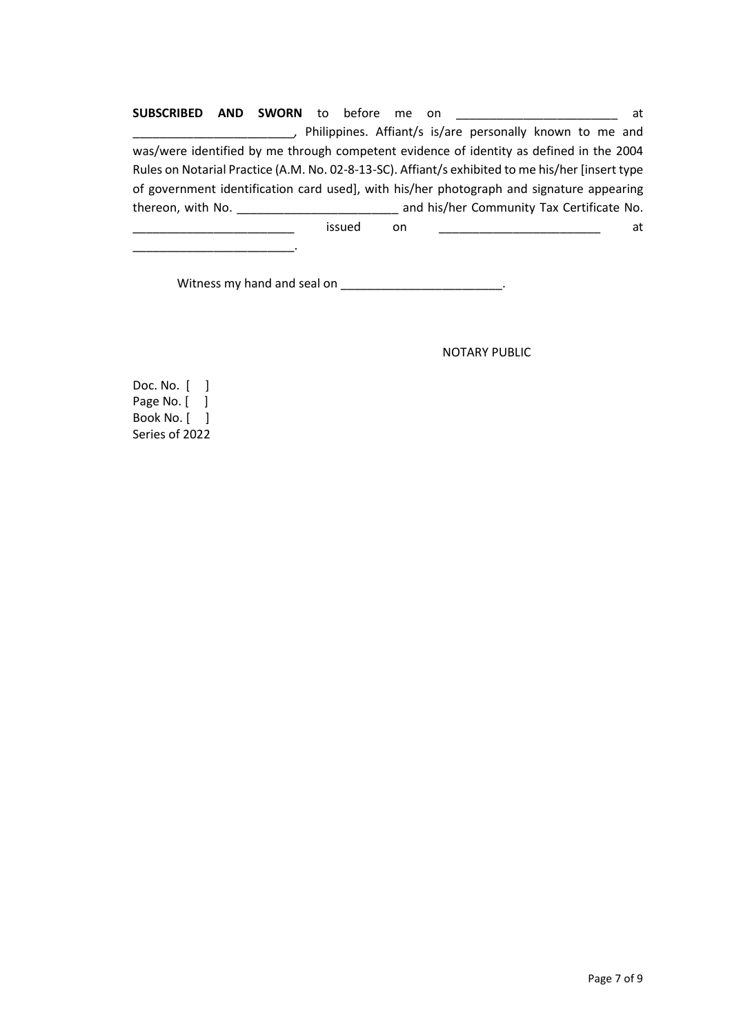**SUBSCRIBED AND SWORN** to before me on ________________________ at ________________________, Philippines. Affiant/s is/are personally known to me and was/were identified by me through competent evidence of identity as defined in the 2004 Rules on Notarial Practice (A.M. No. 02-8-13-SC). Affiant/s exhibited to me his/her [insert type of government identification card used], with his/her photograph and signature appearing thereon, with No. ________________________ and his/her Community Tax Certificate No. ________________________ issued on ________________________ at ________________________.

Witness my hand and seal on ________________________.

NOTARY PUBLIC

Doc. No. [ ]
Page No. [ ]
Book No. [ ]
Series of 2022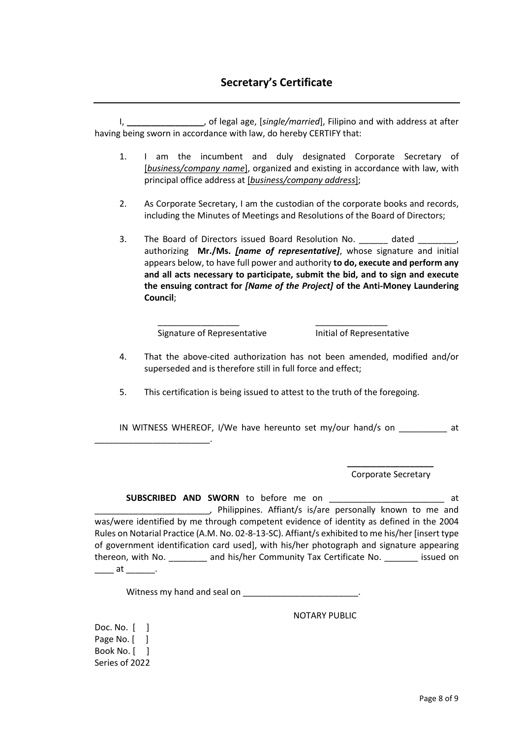## Secretary's Certificate

---

I, ________________, of legal age, [*single/married*], Filipino and with address at after having being sworn in accordance with law, do hereby CERTIFY that:

1. I am the incumbent and duly designated Corporate Secretary of [*business/company name*], organized and existing in accordance with law, with principal office address at [*business/company address*];

2. As Corporate Secretary, I am the custodian of the corporate books and records, including the Minutes of Meetings and Resolutions of the Board of Directors;

3. The Board of Directors issued Board Resolution No. ______ dated ________, authorizing **Mr./Ms. *[name of representative]***, whose signature and initial appears below, to have full power and authority **to do, execute and perform any and all acts necessary to participate, submit the bid, and to sign and execute the ensuing contract for *[Name of the Project]* of the Anti-Money Laundering Council**;

   _________________ &nbsp;&nbsp;&nbsp;&nbsp;&nbsp;&nbsp;&nbsp;&nbsp; _______________
   Signature of Representative &nbsp;&nbsp;&nbsp;&nbsp;&nbsp;&nbsp;&nbsp;&nbsp; Initial of Representative

4. That the above-cited authorization has not been amended, modified and/or superseded and is therefore still in full force and effect;

5. This certification is being issued to attest to the truth of the foregoing.

IN WITNESS WHEREOF, I/We have hereunto set my/our hand/s on __________ at ________________________.

__________________
Corporate Secretary

**SUBSCRIBED AND SWORN** to before me on ________________________ at ________________________, Philippines. Affiant/s is/are personally known to me and was/were identified by me through competent evidence of identity as defined in the 2004 Rules on Notarial Practice (A.M. No. 02-8-13-SC). Affiant/s exhibited to me his/her [insert type of government identification card used], with his/her photograph and signature appearing thereon, with No. ________ and his/her Community Tax Certificate No. _______ issued on ____ at ______.

Witness my hand and seal on ________________________.

NOTARY PUBLIC

Doc. No. [ ]
Page No. [ ]
Book No. [ ]
Series of 2022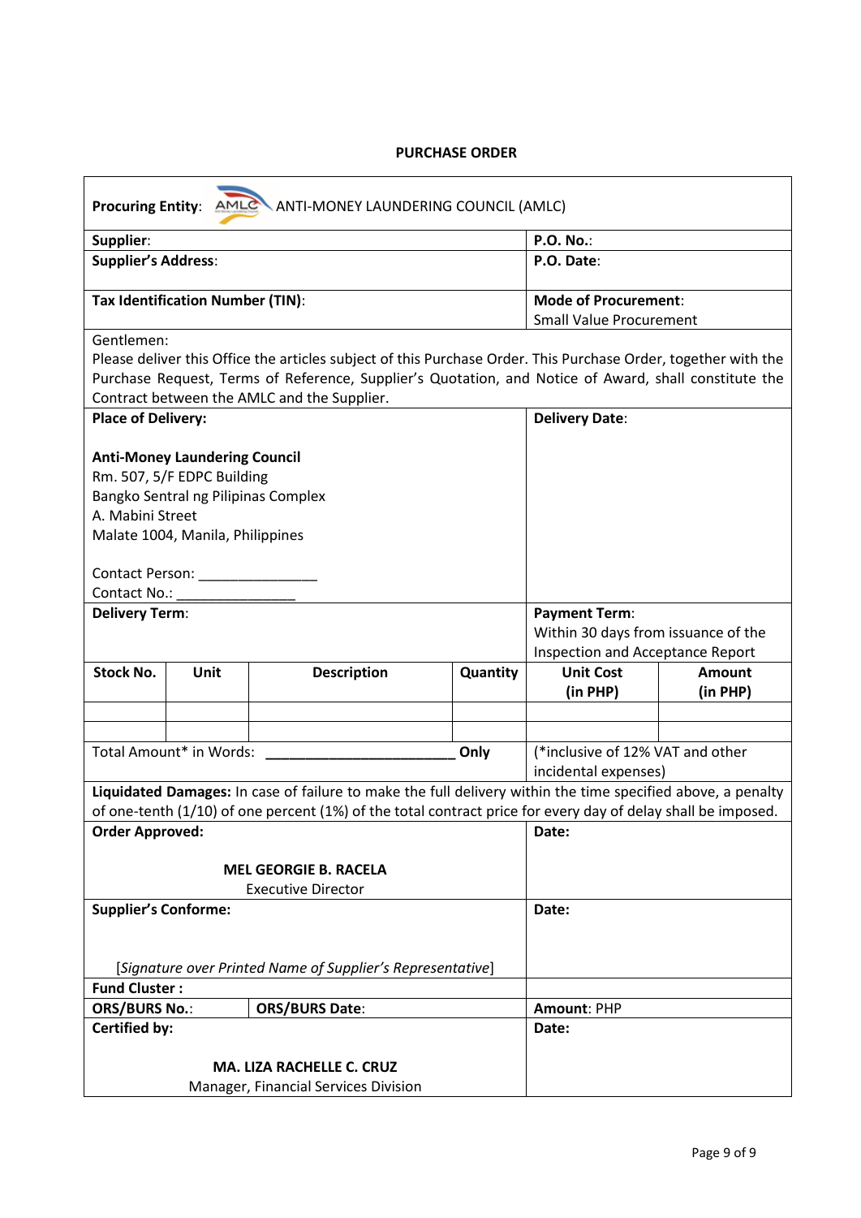**PURCHASE ORDER**

| | | | | | |
|---|---|---|---|---|---|
| **Procuring Entity**: ANTI-MONEY LAUNDERING COUNCIL (AMLC) | | | | | |
| **Supplier**: | | | | **P.O. No.**: | |
| **Supplier's Address**: | | | | **P.O. Date**: | |
| **Tax Identification Number (TIN)**: | | | | **Mode of Procurement**: Small Value Procurement | |
| Gentlemen: Please deliver this Office the articles subject of this Purchase Order. This Purchase Order, together with the Purchase Request, Terms of Reference, Supplier's Quotation, and Notice of Award, shall constitute the Contract between the AMLC and the Supplier. | | | | | |
| **Place of Delivery:** **Anti-Money Laundering Council** Rm. 507, 5/F EDPC Building Bangko Sentral ng Pilipinas Complex A. Mabini Street Malate 1004, Manila, Philippines Contact Person: _______________ Contact No.: _______________ | | | | **Delivery Date**: | |
| **Delivery Term**: | | | | **Payment Term**: Within 30 days from issuance of the Inspection and Acceptance Report | |
| **Stock No.** | **Unit** | **Description** | **Quantity** | **Unit Cost (in PHP)** | **Amount (in PHP)** |
| | | | | | |
| | | | | | |
| Total Amount* in Words: ________________________ Only | | | | (*inclusive of 12% VAT and other incidental expenses) | |
| **Liquidated Damages:** In case of failure to make the full delivery within the time specified above, a penalty of one-tenth (1/10) of one percent (1%) of the total contract price for every day of delay shall be imposed. | | | | | |
| **Order Approved:** **MEL GEORGIE B. RACELA** Executive Director | | | | **Date:** | |
| **Supplier's Conforme:** [*Signature over Printed Name of Supplier's Representative*] | | | | **Date:** | |
| **Fund Cluster :** | | | | | |
| **ORS/BURS No.**: | | **ORS/BURS Date**: | | **Amount**: PHP | |
| **Certified by:** **MA. LIZA RACHELLE C. CRUZ** Manager, Financial Services Division | | | | **Date:** | |